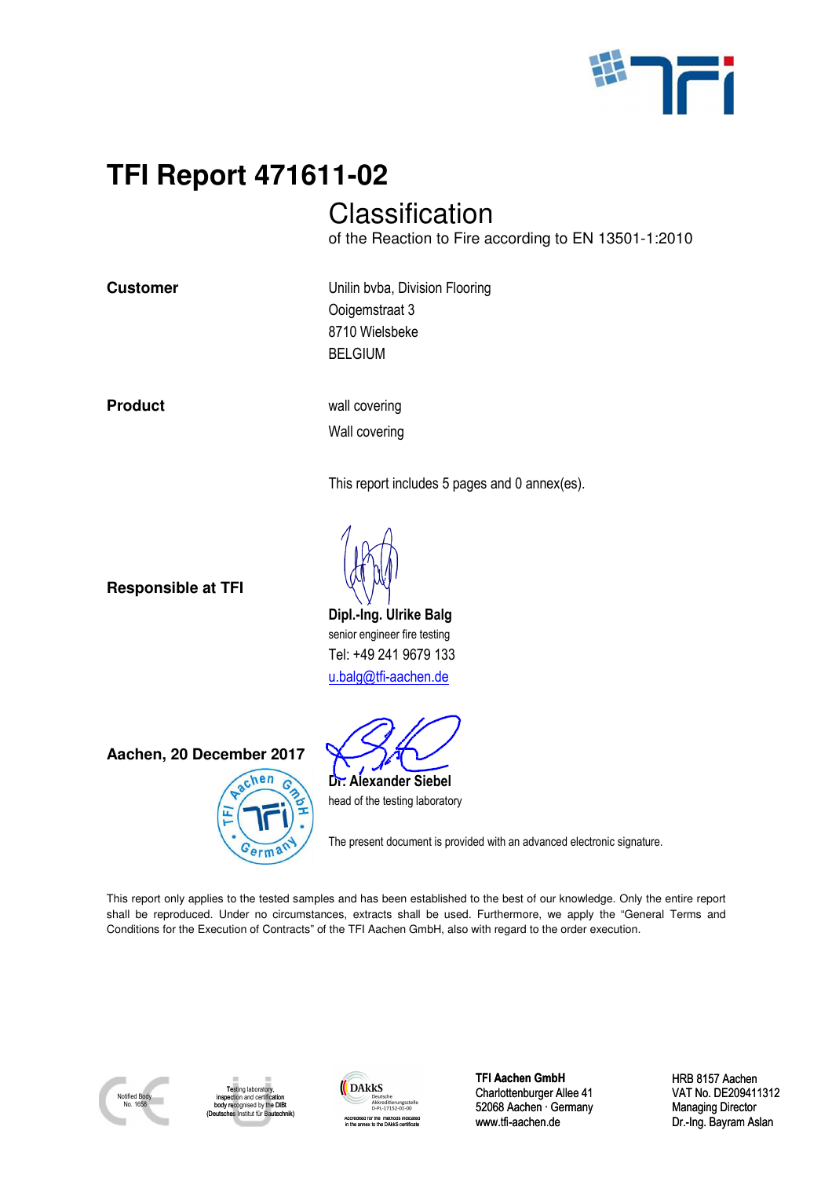# TFI Report 471611-02

## Classification

of the Reaction to Fire according to EN 13501-1:2010

**Customer**

Unilin bvba, Division Flooring
Ooigemstraat 3
8710 Wielsbeke
BELGIUM

**Product**

wall covering

Wall covering

This report includes 5 pages and 0 annex(es).

**Responsible at TFI**

**Dipl.-Ing. Ulrike Balg**
senior engineer fire testing
Tel: +49 241 9679 133
u.balg@tfi-aachen.de

**Aachen, 20 December 2017**

**Dr. Alexander Siebel**
head of the testing laboratory

The present document is provided with an advanced electronic signature.

This report only applies to the tested samples and has been established to the best of our knowledge. Only the entire report shall be reproduced. Under no circumstances, extracts shall be used. Furthermore, we apply the "General Terms and Conditions for the Execution of Contracts" of the TFI Aachen GmbH, also with regard to the order execution.

Notified Body No. 1658

Testing laboratory, inspection and certification body recognised by the DIBt (Deutsches Institut für Bautechnik)

DAkkS Deutsche Akkreditierungsstelle D-PL-17152-01-00
Accredited for the methods indicated in the annex to the DAkkS certificate

**TFI Aachen GmbH**
Charlottenburger Allee 41
52068 Aachen · Germany
www.tfi-aachen.de

HRB 8157 Aachen
VAT No. DE209411312
Managing Director
Dr.-Ing. Bayram Aslan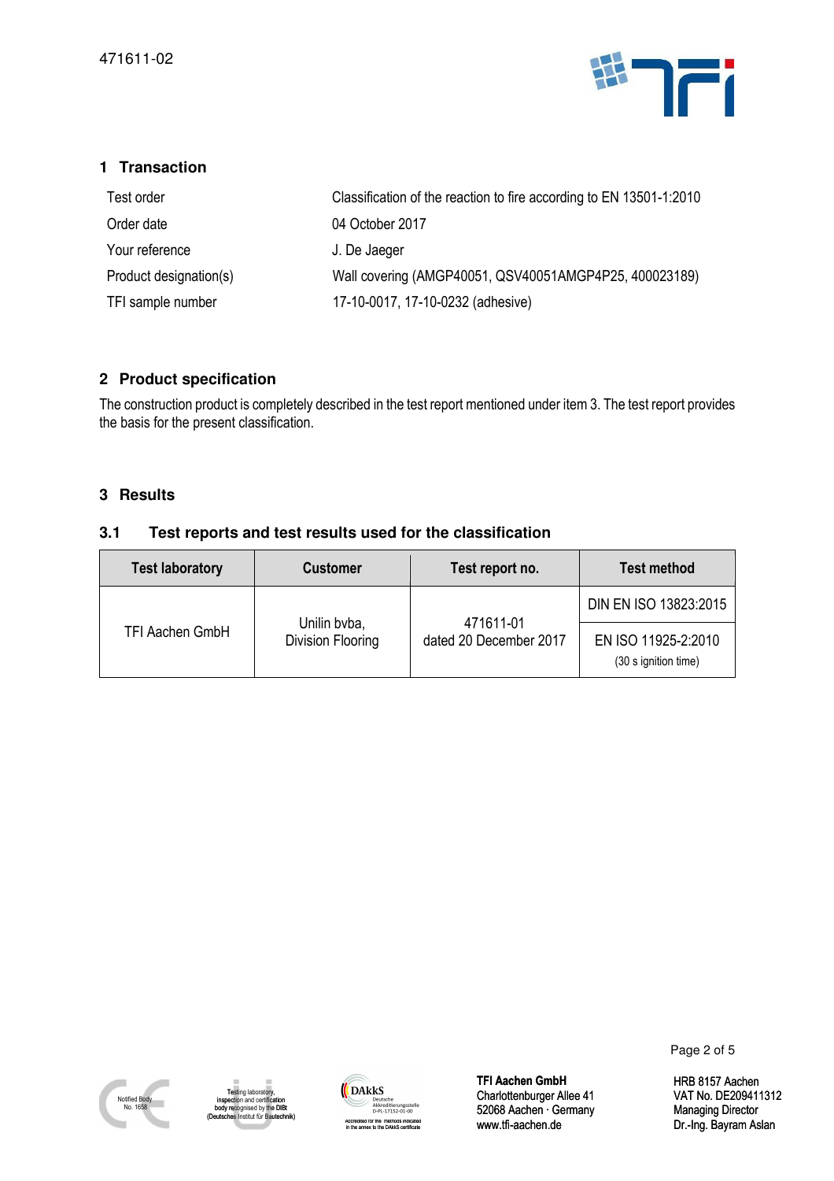## 1 Transaction

| | |
|---|---|
| Test order | Classification of the reaction to fire according to EN 13501-1:2010 |
| Order date | 04 October 2017 |
| Your reference | J. De Jaeger |
| Product designation(s) | Wall covering (AMGP40051, QSV40051AMGP4P25, 400023189) |
| TFI sample number | 17-10-0017, 17-10-0232 (adhesive) |

## 2 Product specification

The construction product is completely described in the test report mentioned under item 3. The test report provides the basis for the present classification.

## 3 Results

### 3.1 Test reports and test results used for the classification

| Test laboratory | Customer | Test report no. | Test method |
|---|---|---|---|
| TFI Aachen GmbH | Unilin bvba, Division Flooring | 471611-01 dated 20 December 2017 | DIN EN ISO 13823:2015 |
| | | | EN ISO 11925-2:2010 (30 s ignition time) |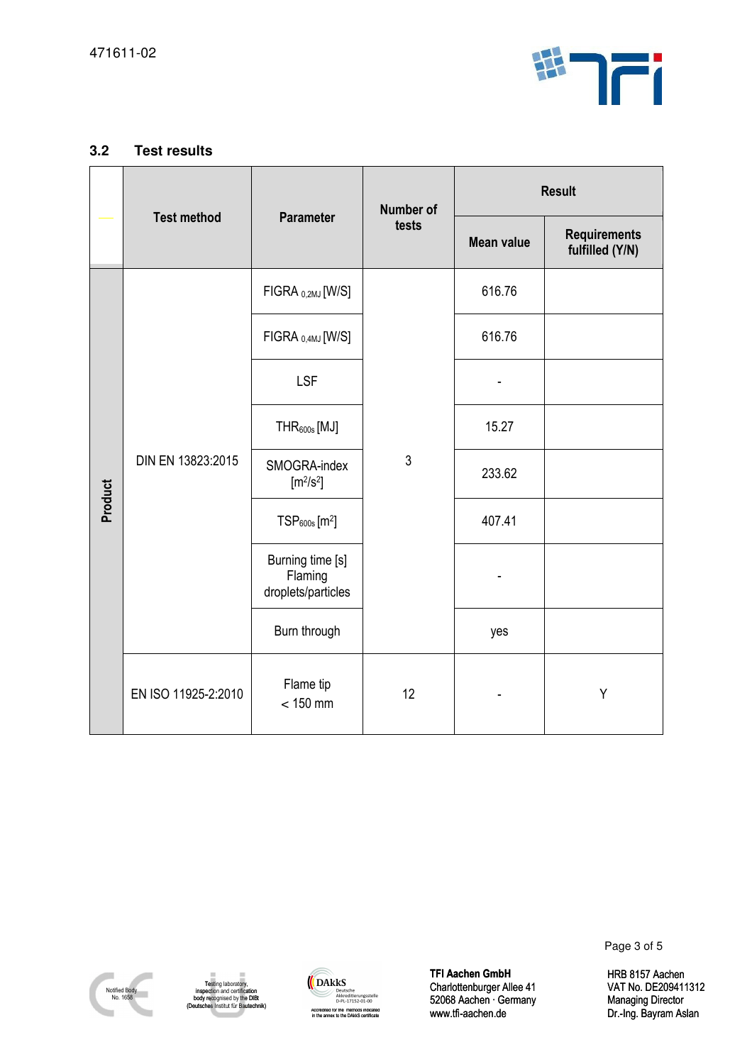## 3.2 Test results

| | Test method | Parameter | Number of tests | Result | |
|---|---|---|---|---|---|
| | | | | Mean value | Requirements fulfilled (Y/N) |
| Product | DIN EN 13823:2015 | FIGRA $_{0,2MJ}$ [W/S] | 3 | 616.76 | |
| | | FIGRA $_{0,4MJ}$ [W/S] | | 616.76 | |
| | | LSF | | - | |
| | | $THR_{600s}$ [MJ] | | 15.27 | |
| | | SMOGRA-index [$m^2/s^2$] | | 233.62 | |
| | | $TSP_{600s}$ [$m^2$] | | 407.41 | |
| | | Burning time [s] Flaming droplets/particles | | - | |
| | | Burn through | | yes | |
| | EN ISO 11925-2:2010 | Flame tip < 150 mm | 12 | - | Y |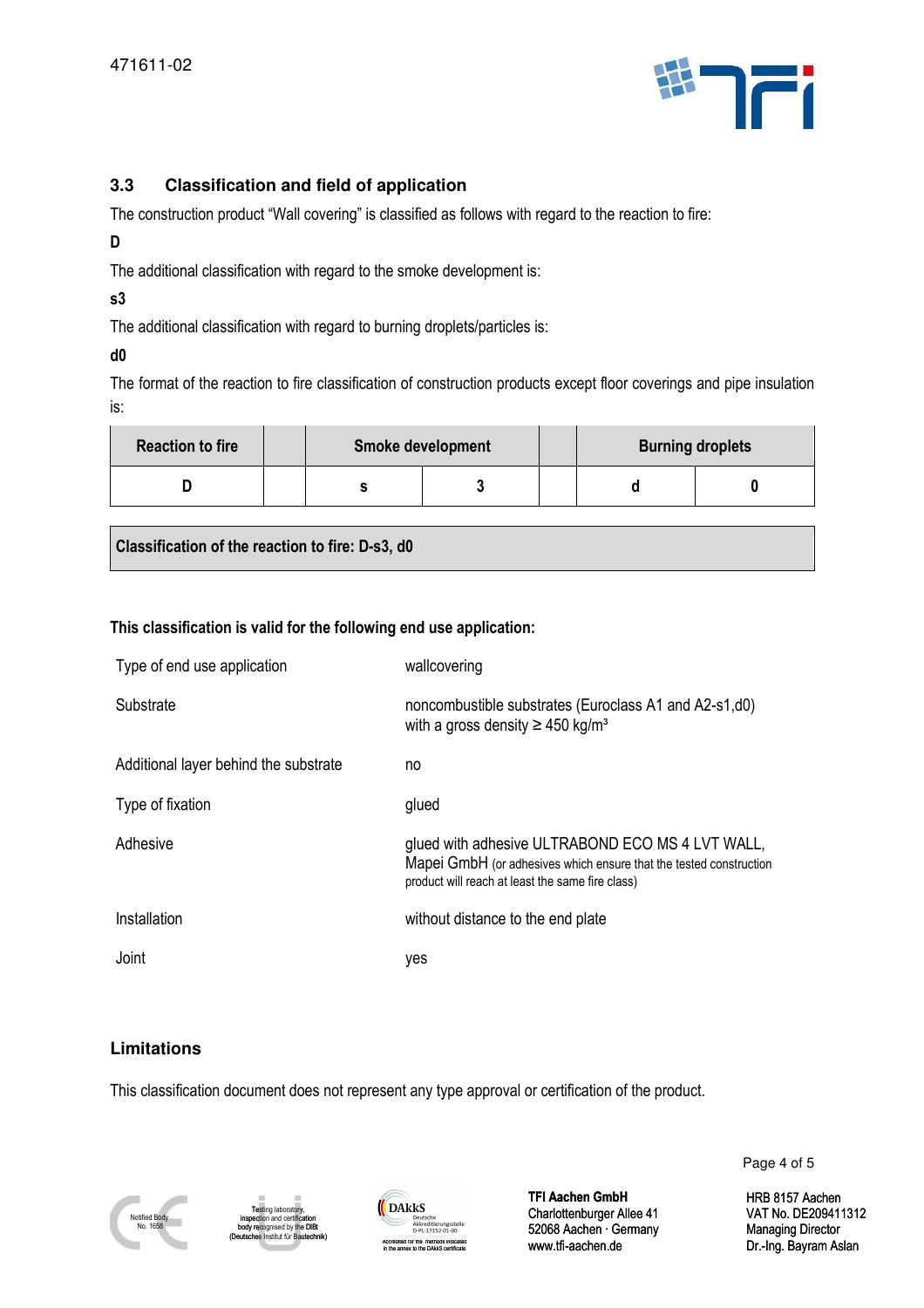## 3.3 Classification and field of application

The construction product "Wall covering" is classified as follows with regard to the reaction to fire:

**D**

The additional classification with regard to the smoke development is:

**s3**

The additional classification with regard to burning droplets/particles is:

**d0**

The format of the reaction to fire classification of construction products except floor coverings and pipe insulation is:

| Reaction to fire | | Smoke development | | | Burning droplets | |
|---|---|---|---|---|---|---|
| D | | s | 3 | | d | 0 |

**Classification of the reaction to fire: D-s3, d0**

**This classification is valid for the following end use application:**

| | |
|---|---|
| Type of end use application | wallcovering |
| Substrate | noncombustible substrates (Euroclass A1 and A2-s1,d0) with a gross density ≥ 450 kg/m³ |
| Additional layer behind the substrate | no |
| Type of fixation | glued |
| Adhesive | glued with adhesive ULTRABOND ECO MS 4 LVT WALL, Mapei GmbH (or adhesives which ensure that the tested construction product will reach at least the same fire class) |
| Installation | without distance to the end plate |
| Joint | yes |

### Limitations

This classification document does not represent any type approval or certification of the product.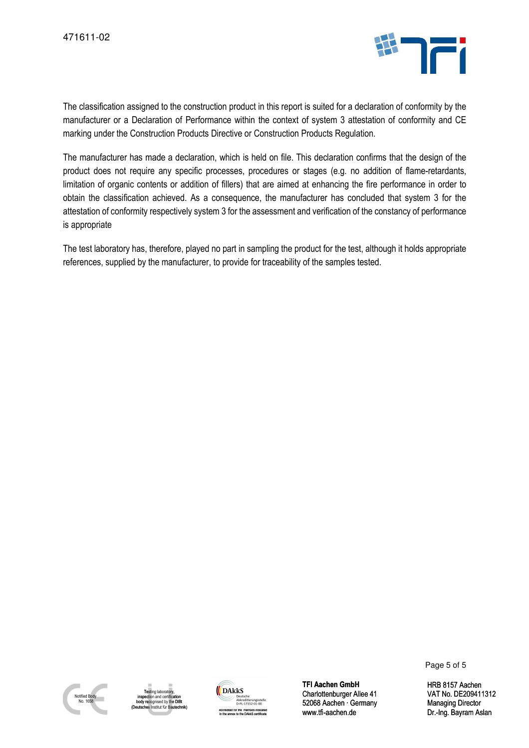The classification assigned to the construction product in this report is suited for a declaration of conformity by the manufacturer or a Declaration of Performance within the context of system 3 attestation of conformity and CE marking under the Construction Products Directive or Construction Products Regulation.

The manufacturer has made a declaration, which is held on file. This declaration confirms that the design of the product does not require any specific processes, procedures or stages (e.g. no addition of flame-retardants, limitation of organic contents or addition of fillers) that are aimed at enhancing the fire performance in order to obtain the classification achieved. As a consequence, the manufacturer has concluded that system 3 for the attestation of conformity respectively system 3 for the assessment and verification of the constancy of performance is appropriate

The test laboratory has, therefore, played no part in sampling the product for the test, although it holds appropriate references, supplied by the manufacturer, to provide for traceability of the samples tested.